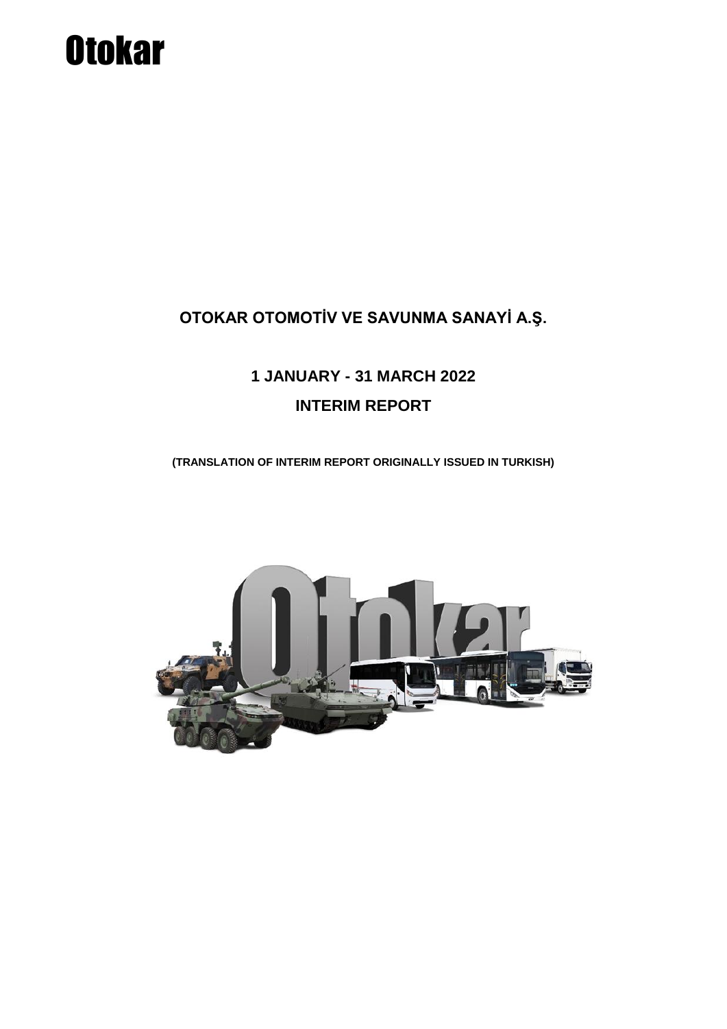Otokar

# OTOKAR OTOMOTİV VE SAVUNMA SANAYİ A.Ş.

## 1 JANUARY - 31 MARCH 2022

## INTERIM REPORT

**(TRANSLATION OF INTERIM REPORT ORIGINALLY ISSUED IN TURKISH)**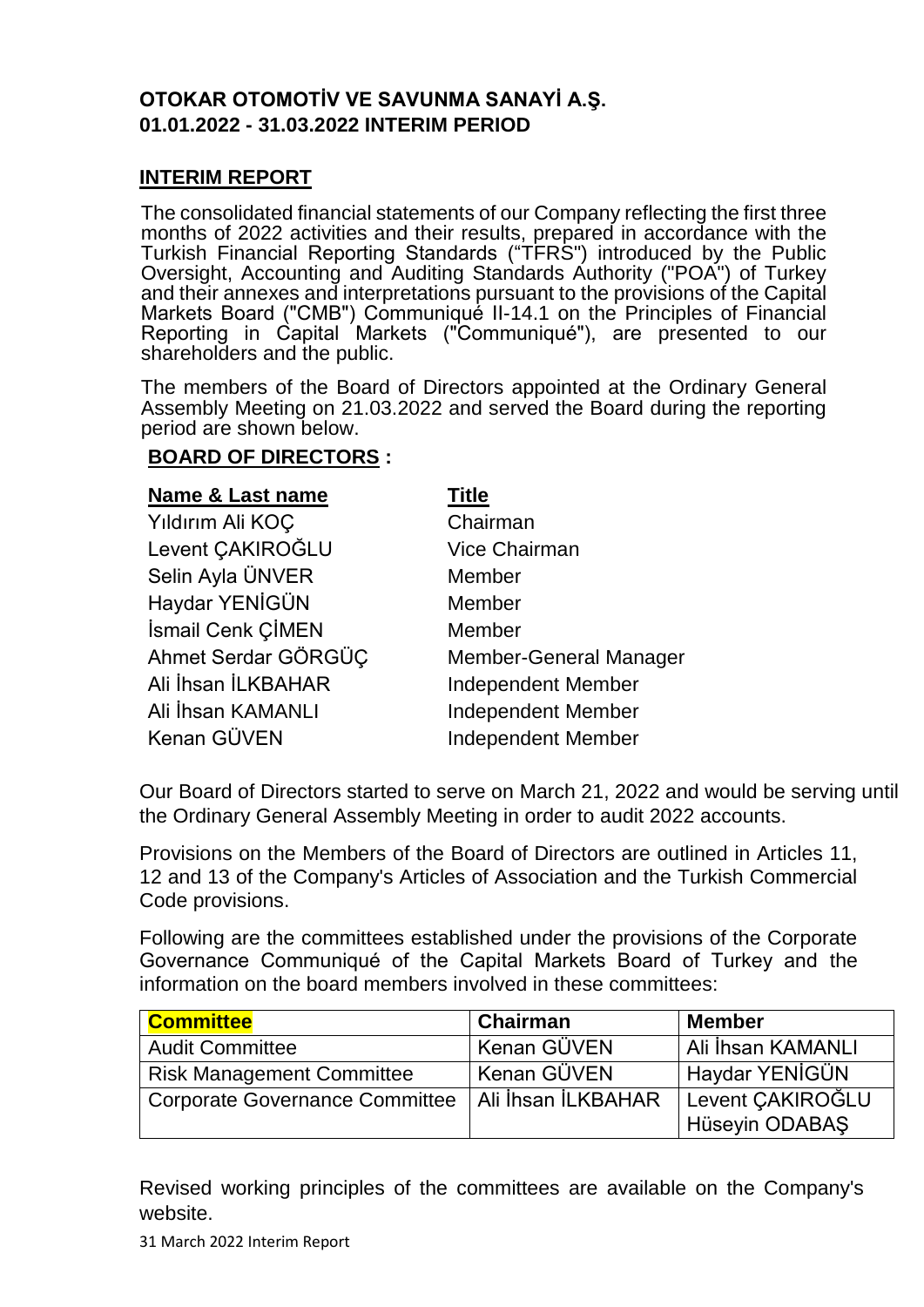**OTOKAR OTOMOTİV VE SAVUNMA SANAYİ A.Ş.**
**01.01.2022 - 31.03.2022 INTERIM PERIOD**

## INTERIM REPORT

The consolidated financial statements of our Company reflecting the first three months of 2022 activities and their results, prepared in accordance with the Turkish Financial Reporting Standards ("TFRS") introduced by the Public Oversight, Accounting and Auditing Standards Authority ("POA") of Turkey and their annexes and interpretations pursuant to the provisions of the Capital Markets Board ("CMB") Communiqué II-14.1 on the Principles of Financial Reporting in Capital Markets ("Communiqué"), are presented to our shareholders and the public.

The members of the Board of Directors appointed at the Ordinary General Assembly Meeting on 21.03.2022 and served the Board during the reporting period are shown below.

**BOARD OF DIRECTORS :**

| Name & Last name | Title |
|---|---|
| Yıldırım Ali KOÇ | Chairman |
| Levent ÇAKIROĞLU | Vice Chairman |
| Selin Ayla ÜNVER | Member |
| Haydar YENİGÜN | Member |
| İsmail Cenk ÇİMEN | Member |
| Ahmet Serdar GÖRGÜÇ | Member-General Manager |
| Ali İhsan İLKBAHAR | Independent Member |
| Ali İhsan KAMANLI | Independent Member |
| Kenan GÜVEN | Independent Member |

Our Board of Directors started to serve on March 21, 2022 and would be serving until the Ordinary General Assembly Meeting in order to audit 2022 accounts.

Provisions on the Members of the Board of Directors are outlined in Articles 11, 12 and 13 of the Company's Articles of Association and the Turkish Commercial Code provisions.

Following are the committees established under the provisions of the Corporate Governance Communiqué of the Capital Markets Board of Turkey and the information on the board members involved in these committees:

| Committee | Chairman | Member |
|---|---|---|
| Audit Committee | Kenan GÜVEN | Ali İhsan KAMANLI |
| Risk Management Committee | Kenan GÜVEN | Haydar YENİGÜN |
| Corporate Governance Committee | Ali İhsan İLKBAHAR | Levent ÇAKIROĞLU<br>Hüseyin ODABAŞ |

Revised working principles of the committees are available on the Company's website.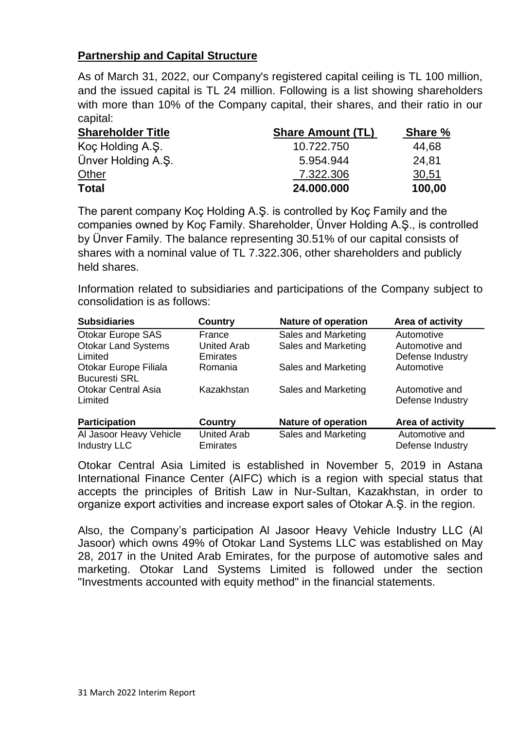## Partnership and Capital Structure

As of March 31, 2022, our Company's registered capital ceiling is TL 100 million, and the issued capital is TL 24 million. Following is a list showing shareholders with more than 10% of the Company capital, their shares, and their ratio in our capital:

| Shareholder Title | Share Amount (TL) | Share % |
|---|---|---|
| Koç Holding A.Ş. | 10.722.750 | 44,68 |
| Ünver Holding A.Ş. | 5.954.944 | 24,81 |
| Other | 7.322.306 | 30,51 |
| **Total** | **24.000.000** | **100,00** |

The parent company Koç Holding A.Ş. is controlled by Koç Family and the companies owned by Koç Family. Shareholder, Ünver Holding A.Ş., is controlled by Ünver Family. The balance representing 30.51% of our capital consists of shares with a nominal value of TL 7.322.306, other shareholders and publicly held shares.

Information related to subsidiaries and participations of the Company subject to consolidation is as follows:

| Subsidiaries | Country | Nature of operation | Area of activity |
|---|---|---|---|
| Otokar Europe SAS | France | Sales and Marketing | Automotive |
| Otokar Land Systems Limited | United Arab Emirates | Sales and Marketing | Automotive and Defense Industry |
| Otokar Europe Filiala Bucuresti SRL | Romania | Sales and Marketing | Automotive |
| Otokar Central Asia Limited | Kazakhstan | Sales and Marketing | Automotive and Defense Industry |

| Participation | Country | Nature of operation | Area of activity |
|---|---|---|---|
| Al Jasoor Heavy Vehicle Industry LLC | United Arab Emirates | Sales and Marketing | Automotive and Defense Industry |

Otokar Central Asia Limited is established in November 5, 2019 in Astana International Finance Center (AIFC) which is a region with special status that accepts the principles of British Law in Nur-Sultan, Kazakhstan, in order to organize export activities and increase export sales of Otokar A.Ş. in the region.

Also, the Company's participation Al Jasoor Heavy Vehicle Industry LLC (Al Jasoor) which owns 49% of Otokar Land Systems LLC was established on May 28, 2017 in the United Arab Emirates, for the purpose of automotive sales and marketing. Otokar Land Systems Limited is followed under the section "Investments accounted with equity method" in the financial statements.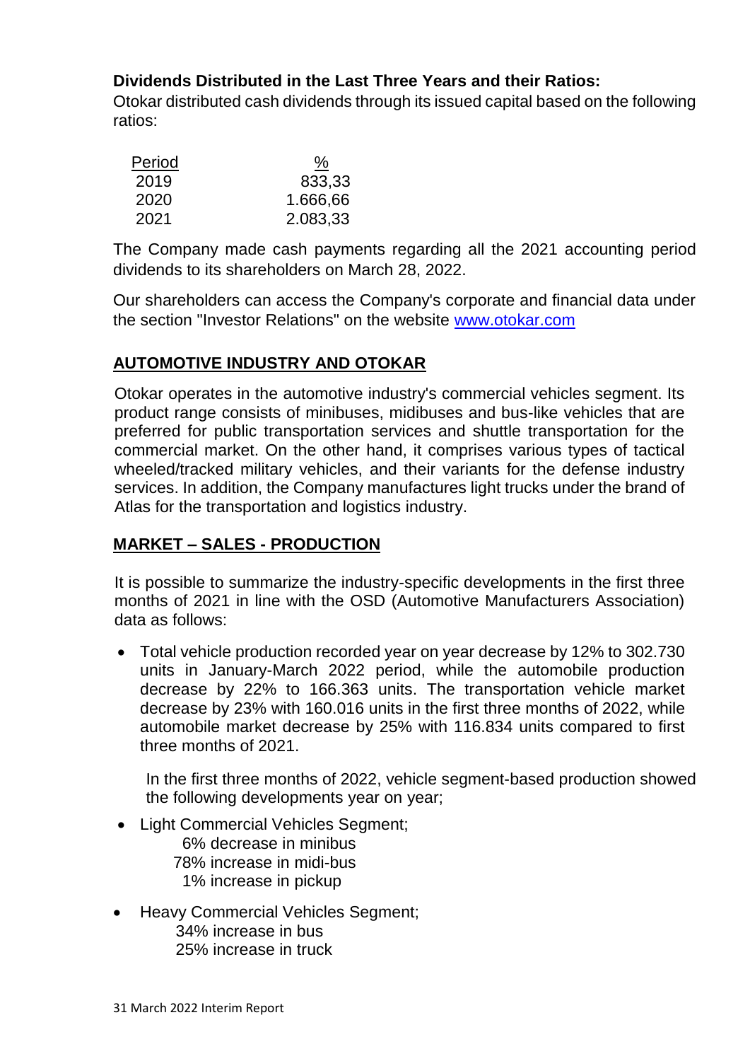**Dividends Distributed in the Last Three Years and their Ratios:**
Otokar distributed cash dividends through its issued capital based on the following ratios:

| Period | % |
|---|---|
| 2019 | 833,33 |
| 2020 | 1.666,66 |
| 2021 | 2.083,33 |

The Company made cash payments regarding all the 2021 accounting period dividends to its shareholders on March 28, 2022.

Our shareholders can access the Company's corporate and financial data under the section "Investor Relations" on the website [www.otokar.com](http://www.otokar.com)

## AUTOMOTIVE INDUSTRY AND OTOKAR

Otokar operates in the automotive industry's commercial vehicles segment. Its product range consists of minibuses, midibuses and bus-like vehicles that are preferred for public transportation services and shuttle transportation for the commercial market. On the other hand, it comprises various types of tactical wheeled/tracked military vehicles, and their variants for the defense industry services. In addition, the Company manufactures light trucks under the brand of Atlas for the transportation and logistics industry.

## MARKET – SALES - PRODUCTION

It is possible to summarize the industry-specific developments in the first three months of 2021 in line with the OSD (Automotive Manufacturers Association) data as follows:

- Total vehicle production recorded year on year decrease by 12% to 302.730 units in January-March 2022 period, while the automobile production decrease by 22% to 166.363 units. The transportation vehicle market decrease by 23% with 160.016 units in the first three months of 2022, while automobile market decrease by 25% with 116.834 units compared to first three months of 2021.

  In the first three months of 2022, vehicle segment-based production showed the following developments year on year;

- Light Commercial Vehicles Segment;
  - 6% decrease in minibus
  - 78% increase in midi-bus
  - 1% increase in pickup
- Heavy Commercial Vehicles Segment;
  - 34% increase in bus
  - 25% increase in truck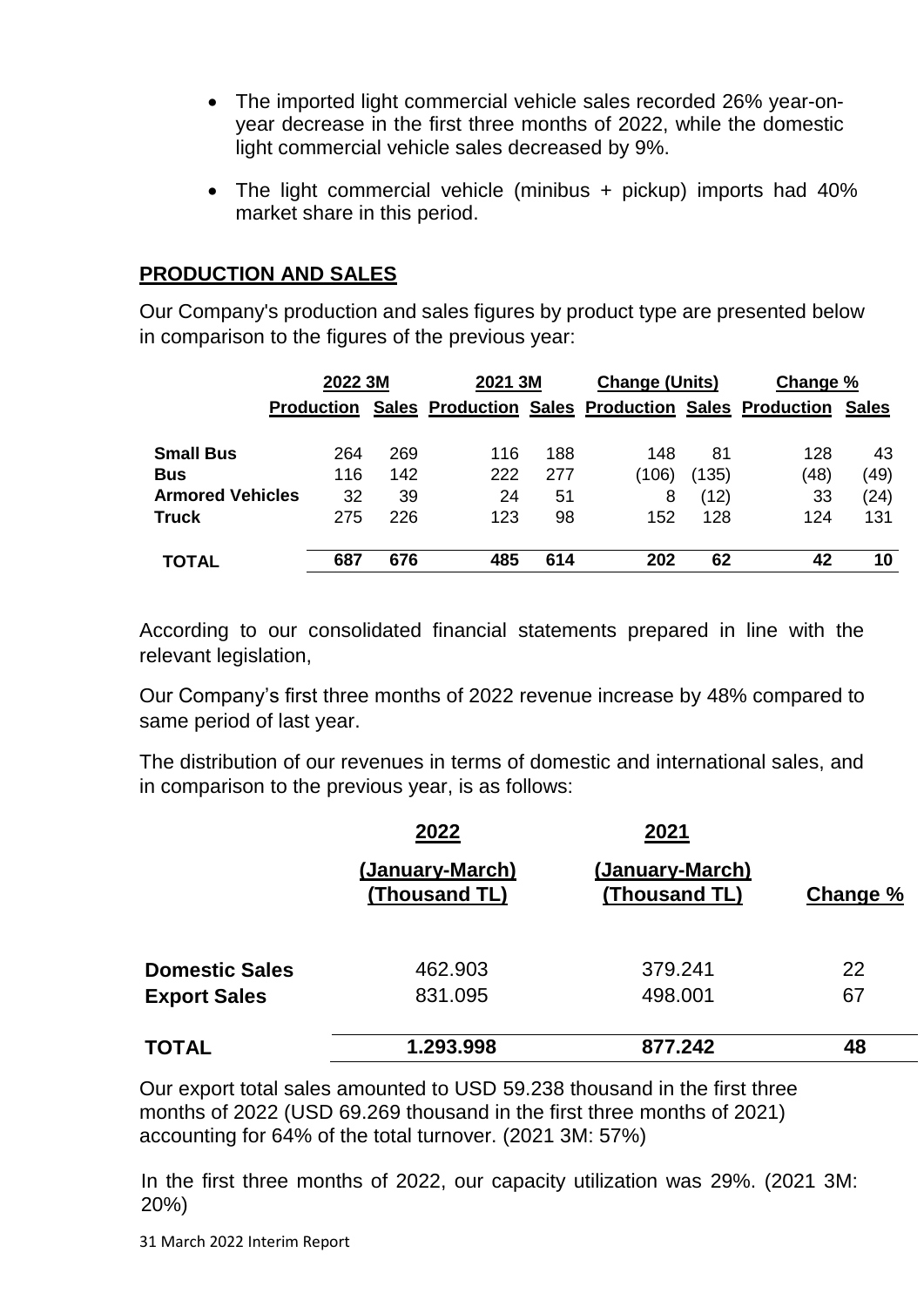- The imported light commercial vehicle sales recorded 26% year-on-year decrease in the first three months of 2022, while the domestic light commercial vehicle sales decreased by 9%.
- The light commercial vehicle (minibus + pickup) imports had 40% market share in this period.

## PRODUCTION AND SALES

Our Company's production and sales figures by product type are presented below in comparison to the figures of the previous year:

| | 2022 3M | | 2021 3M | | Change (Units) | | Change % | |
|---|---|---|---|---|---|---|---|---|
| | Production | Sales | Production | Sales | Production | Sales | Production | Sales |
| **Small Bus** | 264 | 269 | 116 | 188 | 148 | 81 | 128 | 43 |
| **Bus** | 116 | 142 | 222 | 277 | (106) | (135) | (48) | (49) |
| **Armored Vehicles** | 32 | 39 | 24 | 51 | 8 | (12) | 33 | (24) |
| **Truck** | 275 | 226 | 123 | 98 | 152 | 128 | 124 | 131 |
| **TOTAL** | **687** | **676** | **485** | **614** | **202** | **62** | **42** | **10** |

According to our consolidated financial statements prepared in line with the relevant legislation,

Our Company's first three months of 2022 revenue increase by 48% compared to same period of last year.

The distribution of our revenues in terms of domestic and international sales, and in comparison to the previous year, is as follows:

| | 2022 (January-March) (Thousand TL) | 2021 (January-March) (Thousand TL) | Change % |
|---|---|---|---|
| **Domestic Sales** | 462.903 | 379.241 | 22 |
| **Export Sales** | 831.095 | 498.001 | 67 |
| **TOTAL** | **1.293.998** | **877.242** | **48** |

Our export total sales amounted to USD 59.238 thousand in the first three months of 2022 (USD 69.269 thousand in the first three months of 2021) accounting for 64% of the total turnover. (2021 3M: 57%)

In the first three months of 2022, our capacity utilization was 29%. (2021 3M: 20%)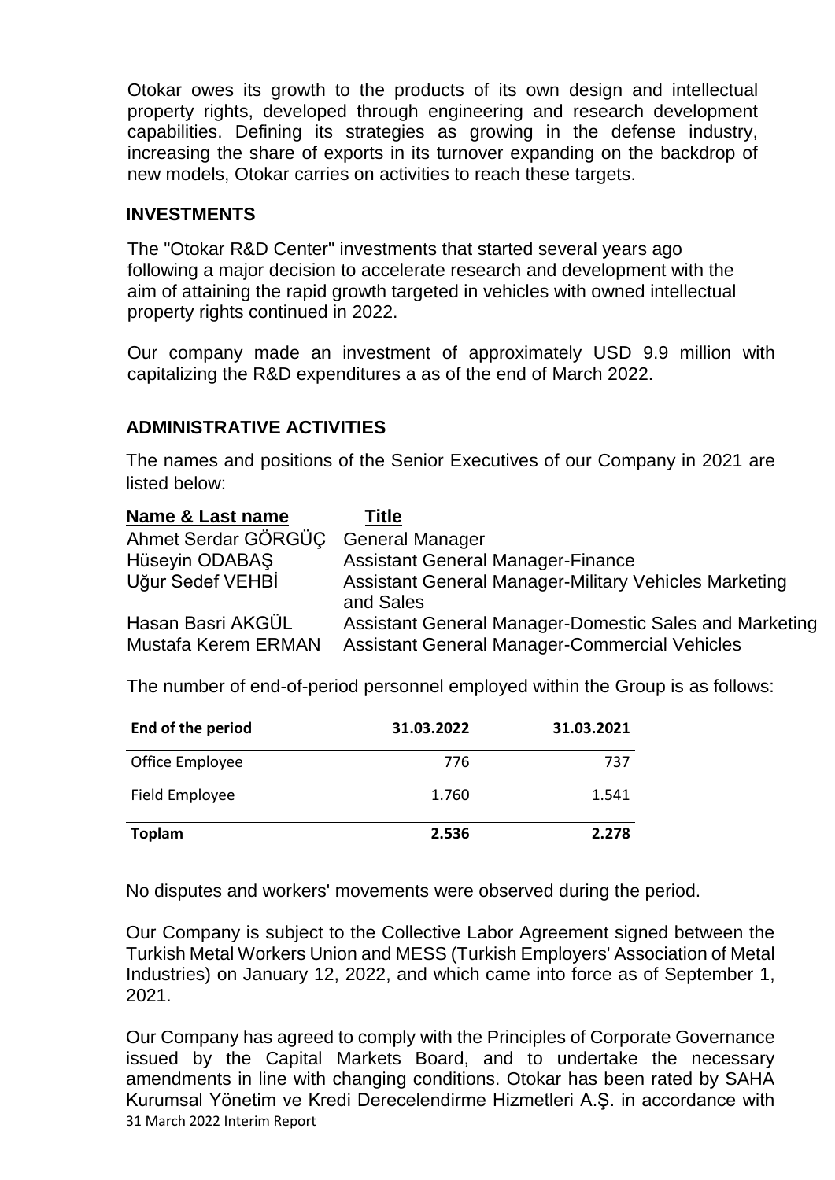Otokar owes its growth to the products of its own design and intellectual property rights, developed through engineering and research development capabilities. Defining its strategies as growing in the defense industry, increasing the share of exports in its turnover expanding on the backdrop of new models, Otokar carries on activities to reach these targets.

## INVESTMENTS

The "Otokar R&D Center" investments that started several years ago following a major decision to accelerate research and development with the aim of attaining the rapid growth targeted in vehicles with owned intellectual property rights continued in 2022.

Our company made an investment of approximately USD 9.9 million with capitalizing the R&D expenditures a as of the end of March 2022.

## ADMINISTRATIVE ACTIVITIES

The names and positions of the Senior Executives of our Company in 2021 are listed below:

| Name & Last name | Title |
|---|---|
| Ahmet Serdar GÖRGÜÇ | General Manager |
| Hüseyin ODABAŞ | Assistant General Manager-Finance |
| Uğur Sedef VEHBİ | Assistant General Manager-Military Vehicles Marketing and Sales |
| Hasan Basri AKGÜL | Assistant General Manager-Domestic Sales and Marketing |
| Mustafa Kerem ERMAN | Assistant General Manager-Commercial Vehicles |

The number of end-of-period personnel employed within the Group is as follows:

| End of the period | 31.03.2022 | 31.03.2021 |
|---|---|---|
| Office Employee | 776 | 737 |
| Field Employee | 1.760 | 1.541 |
| **Toplam** | **2.536** | **2.278** |

No disputes and workers' movements were observed during the period.

Our Company is subject to the Collective Labor Agreement signed between the Turkish Metal Workers Union and MESS (Turkish Employers' Association of Metal Industries) on January 12, 2022, and which came into force as of September 1, 2021.

Our Company has agreed to comply with the Principles of Corporate Governance issued by the Capital Markets Board, and to undertake the necessary amendments in line with changing conditions. Otokar has been rated by SAHA Kurumsal Yönetim ve Kredi Derecelendirme Hizmetleri A.Ş. in accordance with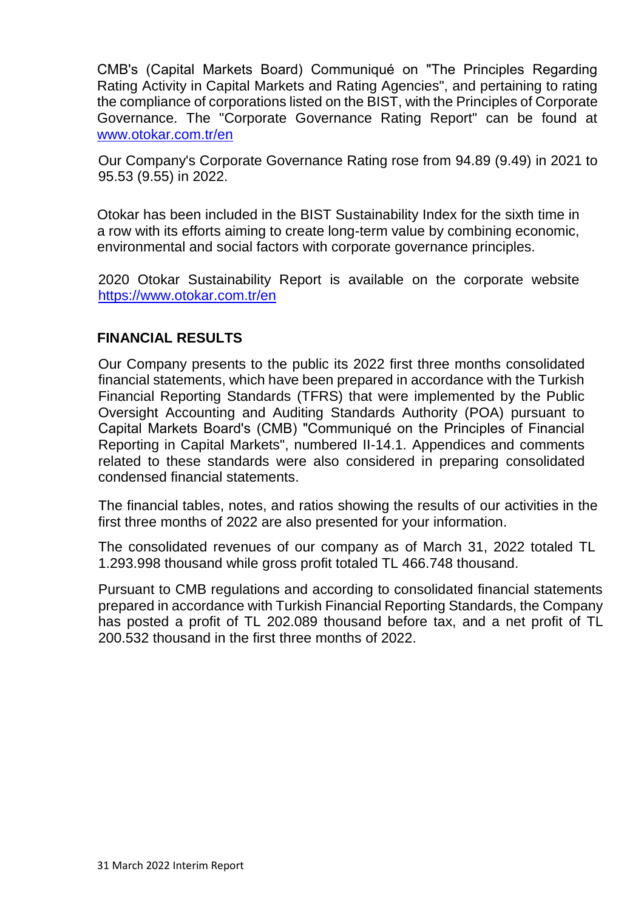CMB's (Capital Markets Board) Communiqué on "The Principles Regarding Rating Activity in Capital Markets and Rating Agencies", and pertaining to rating the compliance of corporations listed on the BIST, with the Principles of Corporate Governance. The "Corporate Governance Rating Report" can be found at www.otokar.com.tr/en

Our Company's Corporate Governance Rating rose from 94.89 (9.49) in 2021 to 95.53 (9.55) in 2022.

Otokar has been included in the BIST Sustainability Index for the sixth time in a row with its efforts aiming to create long-term value by combining economic, environmental and social factors with corporate governance principles.

2020 Otokar Sustainability Report is available on the corporate website https://www.otokar.com.tr/en

## FINANCIAL RESULTS

Our Company presents to the public its 2022 first three months consolidated financial statements, which have been prepared in accordance with the Turkish Financial Reporting Standards (TFRS) that were implemented by the Public Oversight Accounting and Auditing Standards Authority (POA) pursuant to Capital Markets Board's (CMB) "Communiqué on the Principles of Financial Reporting in Capital Markets", numbered II-14.1. Appendices and comments related to these standards were also considered in preparing consolidated condensed financial statements.

The financial tables, notes, and ratios showing the results of our activities in the first three months of 2022 are also presented for your information.

The consolidated revenues of our company as of March 31, 2022 totaled TL 1.293.998 thousand while gross profit totaled TL 466.748 thousand.

Pursuant to CMB regulations and according to consolidated financial statements prepared in accordance with Turkish Financial Reporting Standards, the Company has posted a profit of TL 202.089 thousand before tax, and a net profit of TL 200.532 thousand in the first three months of 2022.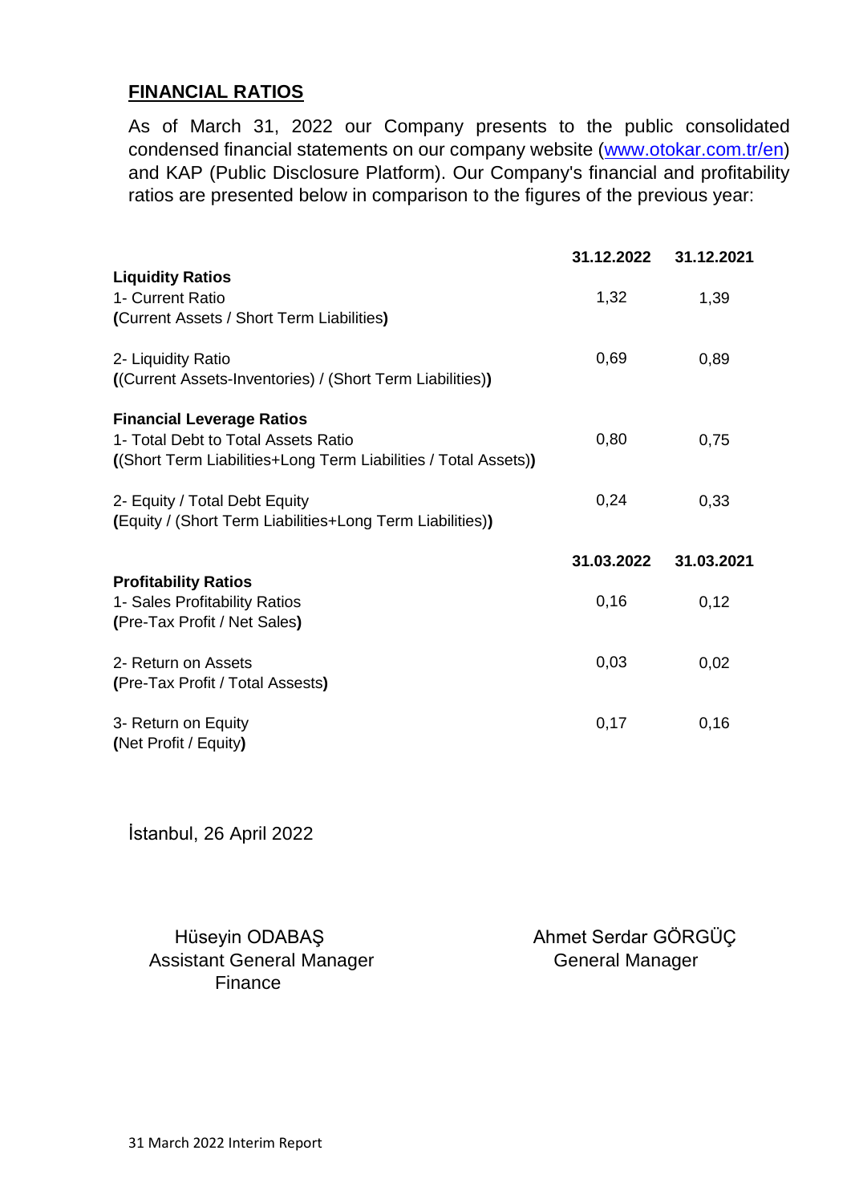## FINANCIAL RATIOS

As of March 31, 2022 our Company presents to the public consolidated condensed financial statements on our company website (www.otokar.com.tr/en) and KAP (Public Disclosure Platform). Our Company's financial and profitability ratios are presented below in comparison to the figures of the previous year:

| | 31.12.2022 | 31.12.2021 |
|---|---|---|
| **Liquidity Ratios** | | |
| 1- Current Ratio<br>**(**Current Assets / Short Term Liabilities**)** | 1,32 | 1,39 |
| 2- Liquidity Ratio<br>**(**(Current Assets-Inventories) / (Short Term Liabilities)**)** | 0,69 | 0,89 |
| **Financial Leverage Ratios** | | |
| 1- Total Debt to Total Assets Ratio<br>**(**(Short Term Liabilities+Long Term Liabilities / Total Assets)**)** | 0,80 | 0,75 |
| 2- Equity / Total Debt Equity<br>**(**Equity / (Short Term Liabilities+Long Term Liabilities)**)** | 0,24 | 0,33 |
| | **31.03.2022** | **31.03.2021** |
| **Profitability Ratios** | | |
| 1- Sales Profitability Ratios<br>**(**Pre-Tax Profit / Net Sales**)** | 0,16 | 0,12 |
| 2- Return on Assets<br>**(**Pre-Tax Profit / Total Assests**)** | 0,03 | 0,02 |
| 3- Return on Equity<br>**(**Net Profit / Equity**)** | 0,17 | 0,16 |

İstanbul, 26 April 2022

Hüseyin ODABAŞ
Assistant General Manager
Finance

Ahmet Serdar GÖRGÜÇ
General Manager